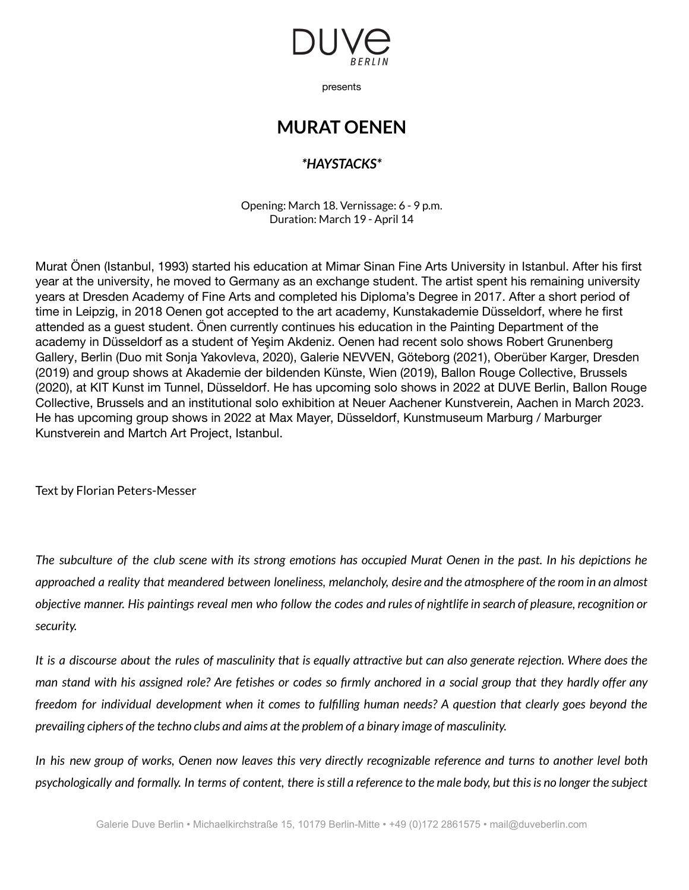DUVE BERLIN

presents

# MURAT OENEN

## *\*HAYSTACKS\**

Opening: March 18. Vernissage: 6 - 9 p.m.
Duration: March 19 - April 14

Murat Önen (Istanbul, 1993) started his education at Mimar Sinan Fine Arts University in Istanbul. After his first year at the university, he moved to Germany as an exchange student. The artist spent his remaining university years at Dresden Academy of Fine Arts and completed his Diploma's Degree in 2017. After a short period of time in Leipzig, in 2018 Oenen got accepted to the art academy, Kunstakademie Düsseldorf, where he first attended as a guest student. Önen currently continues his education in the Painting Department of the academy in Düsseldorf as a student of Yeşim Akdeniz. Oenen had recent solo shows Robert Grunenberg Gallery, Berlin (Duo mit Sonja Yakovleva, 2020), Galerie NEVVEN, Göteborg (2021), Oberüber Karger, Dresden (2019) and group shows at Akademie der bildenden Künste, Wien (2019), Ballon Rouge Collective, Brussels (2020), at KIT Kunst im Tunnel, Düsseldorf. He has upcoming solo shows in 2022 at DUVE Berlin, Ballon Rouge Collective, Brussels and an institutional solo exhibition at Neuer Aachener Kunstverein, Aachen in March 2023. He has upcoming group shows in 2022 at Max Mayer, Düsseldorf, Kunstmuseum Marburg / Marburger Kunstverein and Martch Art Project, Istanbul.

Text by Florian Peters-Messer

*The subculture of the club scene with its strong emotions has occupied Murat Oenen in the past. In his depictions he approached a reality that meandered between loneliness, melancholy, desire and the atmosphere of the room in an almost objective manner. His paintings reveal men who follow the codes and rules of nightlife in search of pleasure, recognition or security.*

*It is a discourse about the rules of masculinity that is equally attractive but can also generate rejection. Where does the man stand with his assigned role? Are fetishes or codes so firmly anchored in a social group that they hardly offer any freedom for individual development when it comes to fulfilling human needs? A question that clearly goes beyond the prevailing ciphers of the techno clubs and aims at the problem of a binary image of masculinity.*

*In his new group of works, Oenen now leaves this very directly recognizable reference and turns to another level both psychologically and formally. In terms of content, there is still a reference to the male body, but this is no longer the subject*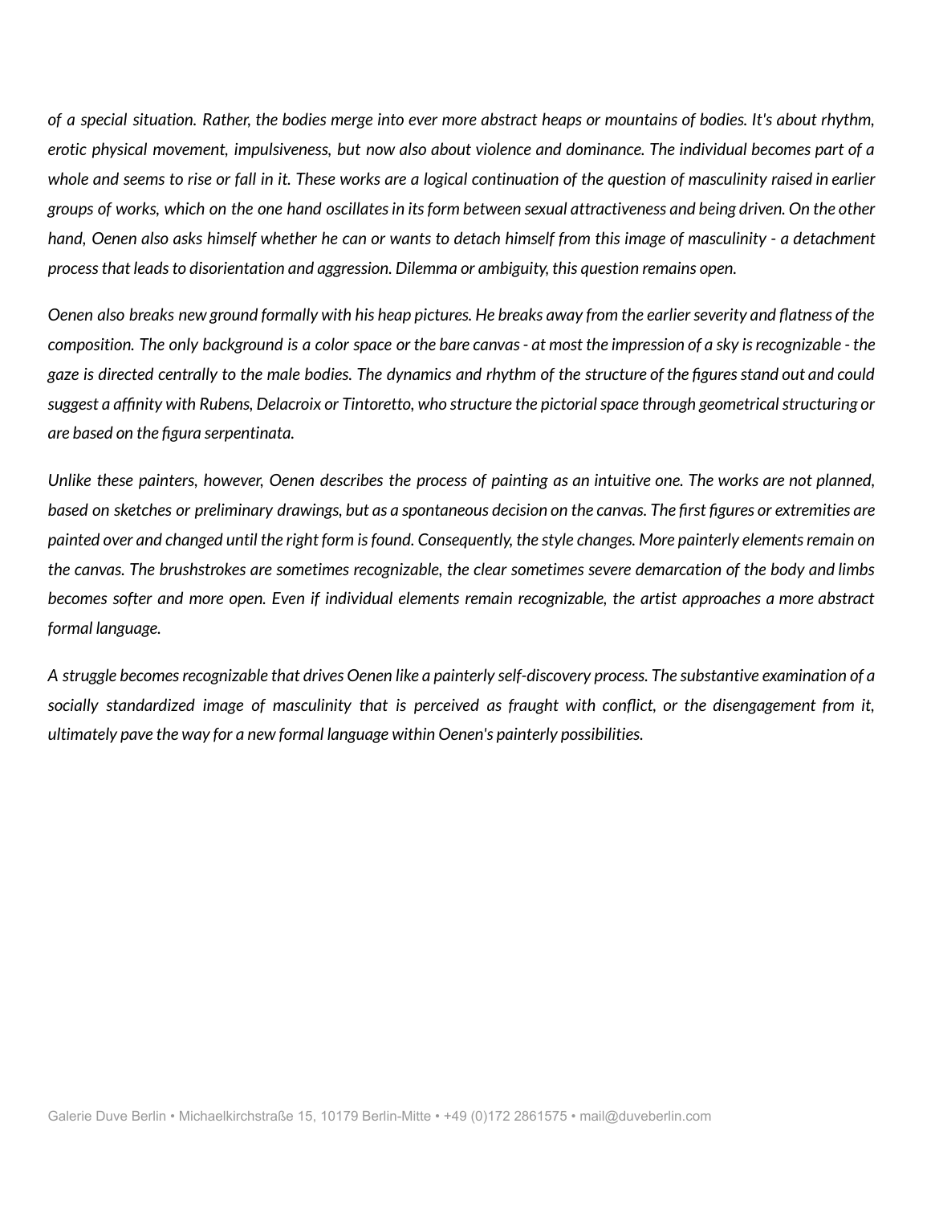*of a special situation. Rather, the bodies merge into ever more abstract heaps or mountains of bodies. It's about rhythm, erotic physical movement, impulsiveness, but now also about violence and dominance. The individual becomes part of a whole and seems to rise or fall in it. These works are a logical continuation of the question of masculinity raised in earlier groups of works, which on the one hand oscillates in its form between sexual attractiveness and being driven. On the other hand, Oenen also asks himself whether he can or wants to detach himself from this image of masculinity - a detachment process that leads to disorientation and aggression. Dilemma or ambiguity, this question remains open.*

*Oenen also breaks new ground formally with his heap pictures. He breaks away from the earlier severity and flatness of the composition. The only background is a color space or the bare canvas - at most the impression of a sky is recognizable - the gaze is directed centrally to the male bodies. The dynamics and rhythm of the structure of the figures stand out and could suggest a affinity with Rubens, Delacroix or Tintoretto, who structure the pictorial space through geometrical structuring or are based on the figura serpentinata.*

*Unlike these painters, however, Oenen describes the process of painting as an intuitive one. The works are not planned, based on sketches or preliminary drawings, but as a spontaneous decision on the canvas. The first figures or extremities are painted over and changed until the right form is found. Consequently, the style changes. More painterly elements remain on the canvas. The brushstrokes are sometimes recognizable, the clear sometimes severe demarcation of the body and limbs becomes softer and more open. Even if individual elements remain recognizable, the artist approaches a more abstract formal language.*

*A struggle becomes recognizable that drives Oenen like a painterly self-discovery process. The substantive examination of a socially standardized image of masculinity that is perceived as fraught with conflict, or the disengagement from it, ultimately pave the way for a new formal language within Oenen's painterly possibilities.*